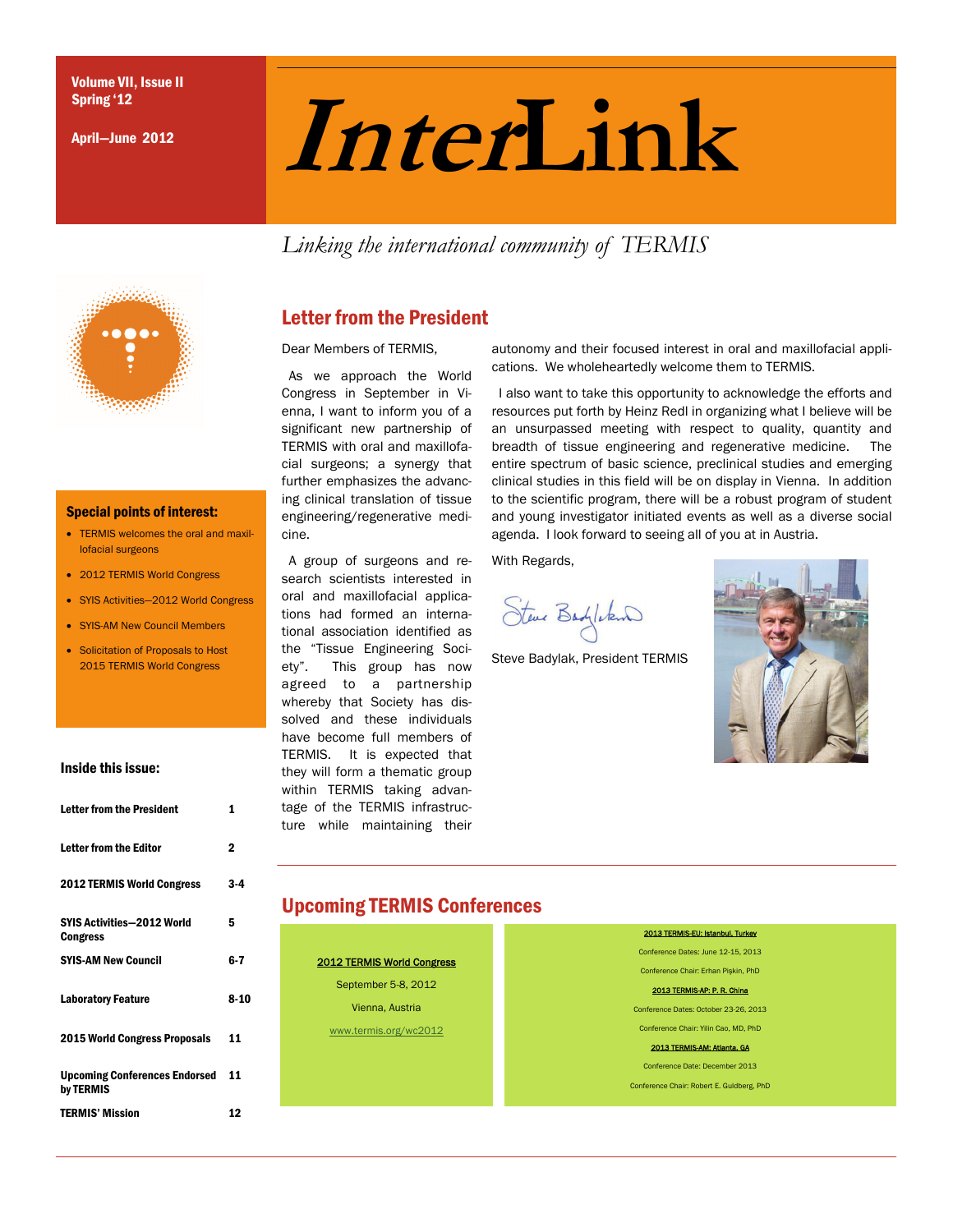Volume VII, Issue II
Spring '12

April—June 2012

# *Inter*Link

*Linking the international community of TERMIS*

## Letter from the President

Dear Members of TERMIS,

As we approach the World Congress in September in Vienna, I want to inform you of a significant new partnership of TERMIS with oral and maxillofacial surgeons; a synergy that further emphasizes the advancing clinical translation of tissue engineering/regenerative medicine.

A group of surgeons and research scientists interested in oral and maxillofacial applications had formed an international association identified as the "Tissue Engineering Society". This group has now agreed to a partnership whereby that Society has dissolved and these individuals have become full members of TERMIS. It is expected that they will form a thematic group within TERMIS taking advantage of the TERMIS infrastructure while maintaining their autonomy and their focused interest in oral and maxillofacial applications. We wholeheartedly welcome them to TERMIS.

I also want to take this opportunity to acknowledge the efforts and resources put forth by Heinz Redl in organizing what I believe will be an unsurpassed meeting with respect to quality, quantity and breadth of tissue engineering and regenerative medicine. The entire spectrum of basic science, preclinical studies and emerging clinical studies in this field will be on display in Vienna. In addition to the scientific program, there will be a robust program of student and young investigator initiated events as well as a diverse social agenda. I look forward to seeing all of you at in Austria.

With Regards,

Steve Badylak, President TERMIS

### Special points of interest:

- TERMIS welcomes the oral and maxillofacial surgeons
- 2012 TERMIS World Congress
- SYIS Activities—2012 World Congress
- SYIS-AM New Council Members
- Solicitation of Proposals to Host 2015 TERMIS World Congress

### Inside this issue:

| | |
|---|---|
| Letter from the President | 1 |
| Letter from the Editor | 2 |
| 2012 TERMIS World Congress | 3-4 |
| SYIS Activities—2012 World Congress | 5 |
| SYIS-AM New Council | 6-7 |
| Laboratory Feature | 8-10 |
| 2015 World Congress Proposals | 11 |
| Upcoming Conferences Endorsed by TERMIS | 11 |
| TERMIS' Mission | 12 |

## Upcoming TERMIS Conferences

**2012 TERMIS World Congress**
September 5-8, 2012
Vienna, Austria
www.termis.org/wc2012

**2013 TERMIS-EU: Istanbul, Turkey**
Conference Dates: June 12-15, 2013
Conference Chair: Erhan Pişkin, PhD

**2013 TERMIS-AP: P. R. China**
Conference Dates: October 23-26, 2013
Conference Chair: Yilin Cao, MD, PhD

**2013 TERMIS-AM: Atlanta, GA**
Conference Date: December 2013
Conference Chair: Robert E. Guldberg, PhD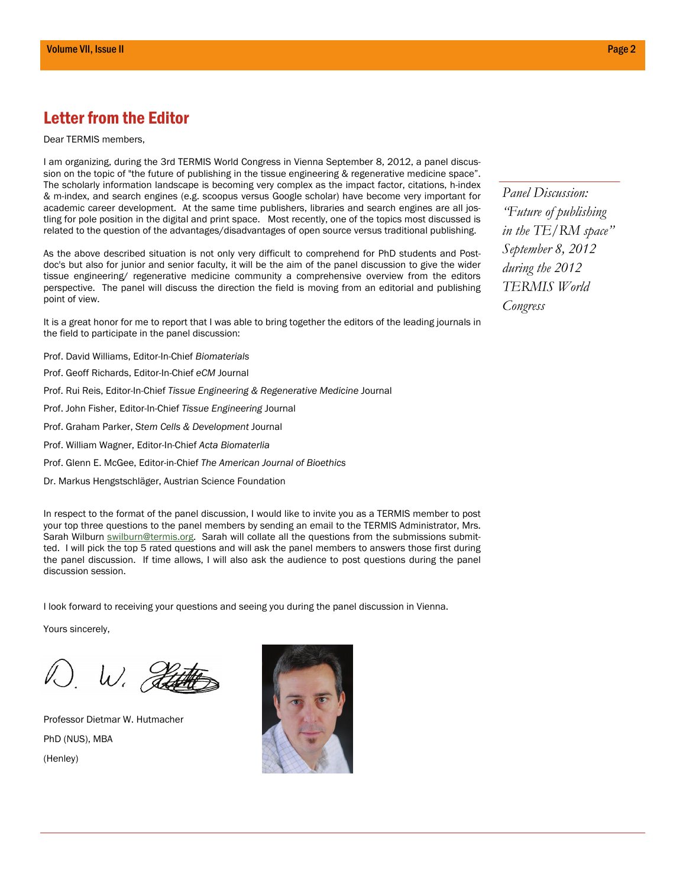## Letter from the Editor

Dear TERMIS members,

I am organizing, during the 3rd TERMIS World Congress in Vienna September 8, 2012, a panel discussion on the topic of "the future of publishing in the tissue engineering & regenerative medicine space". The scholarly information landscape is becoming very complex as the impact factor, citations, h-index & m-index, and search engines (e.g. scoopus versus Google scholar) have become very important for academic career development. At the same time publishers, libraries and search engines are all jostling for pole position in the digital and print space. Most recently, one of the topics most discussed is related to the question of the advantages/disadvantages of open source versus traditional publishing.

*Panel Discussion: "Future of publishing in the TE/RM space" September 8, 2012 during the 2012 TERMIS World Congress*

As the above described situation is not only very difficult to comprehend for PhD students and Post-doc's but also for junior and senior faculty, it will be the aim of the panel discussion to give the wider tissue engineering/ regenerative medicine community a comprehensive overview from the editors perspective. The panel will discuss the direction the field is moving from an editorial and publishing point of view.

It is a great honor for me to report that I was able to bring together the editors of the leading journals in the field to participate in the panel discussion:

Prof. David Williams, Editor-In-Chief *Biomaterials*

Prof. Geoff Richards, Editor-In-Chief *eCM* Journal

Prof. Rui Reis, Editor-In-Chief *Tissue Engineering & Regenerative Medicine* Journal

Prof. John Fisher, Editor-In-Chief *Tissue Engineering* Journal

Prof. Graham Parker, *Stem Cells & Development* Journal

Prof. William Wagner, Editor-In-Chief *Acta Biomaterlia*

Prof. Glenn E. McGee, Editor-in-Chief *The American Journal of Bioethics*

Dr. Markus Hengstschläger, Austrian Science Foundation

In respect to the format of the panel discussion, I would like to invite you as a TERMIS member to post your top three questions to the panel members by sending an email to the TERMIS Administrator, Mrs. Sarah Wilburn swilburn@termis.org. Sarah will collate all the questions from the submissions submitted. I will pick the top 5 rated questions and will ask the panel members to answers those first during the panel discussion. If time allows, I will also ask the audience to post questions during the panel discussion session.

I look forward to receiving your questions and seeing you during the panel discussion in Vienna.

Yours sincerely,

Professor Dietmar W. Hutmacher

PhD (NUS), MBA

(Henley)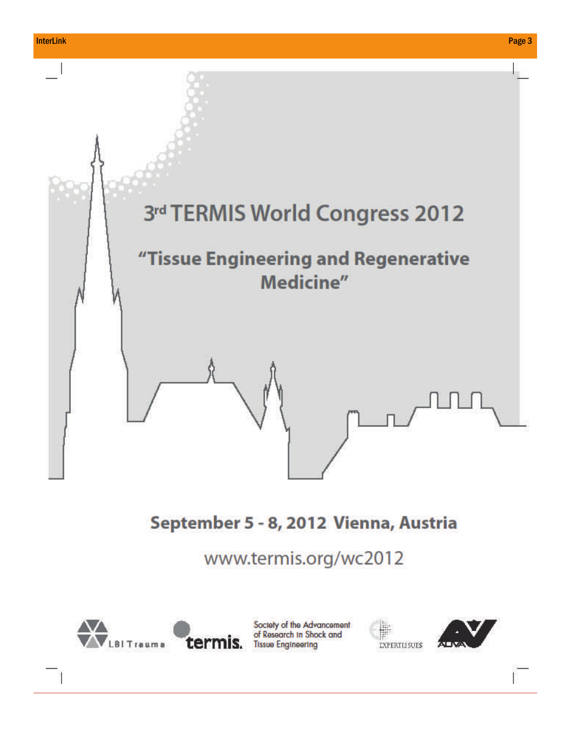# 3rd TERMIS World Congress 2012

## "Tissue Engineering and Regenerative Medicine"

**September 5 - 8, 2012 Vienna, Austria**

www.termis.org/wc2012

LBI Trauma · termis. · Society of the Advancement of Research in Shock and Tissue Engineering · EXPERTISSUES · AUVA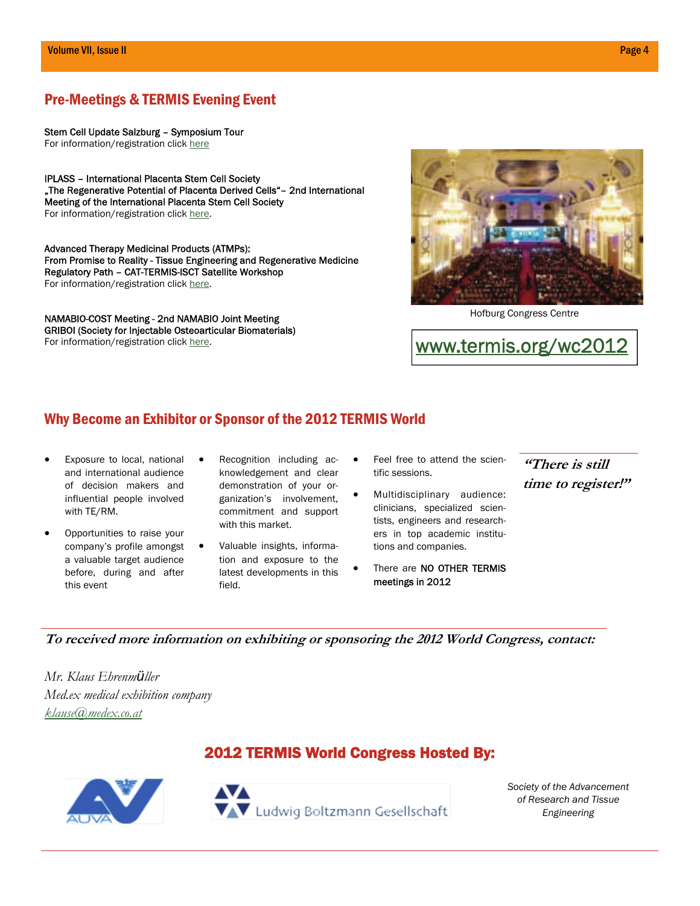## Pre-Meetings & TERMIS Evening Event

Stem Cell Update Salzburg – Symposium Tour
For information/registration click here

IPLASS – International Placenta Stem Cell Society
„The Regenerative Potential of Placenta Derived Cells"– 2nd International Meeting of the International Placenta Stem Cell Society
For information/registration click here.

Advanced Therapy Medicinal Products (ATMPs):
From Promise to Reality - Tissue Engineering and Regenerative Medicine Regulatory Path – CAT-TERMIS-ISCT Satellite Workshop
For information/registration click here.

NAMABIO-COST Meeting - 2nd NAMABIO Joint Meeting
GRIBOI (Society for Injectable Osteoarticular Biomaterials)
For information/registration click here.

Hofburg Congress Centre

www.termis.org/wc2012

## Why Become an Exhibitor or Sponsor of the 2012 TERMIS World

- Exposure to local, national and international audience of decision makers and influential people involved with TE/RM.
- Opportunities to raise your company's profile amongst a valuable target audience before, during and after this event
- Recognition including acknowledgement and clear demonstration of your organization's involvement, commitment and support with this market.
- Valuable insights, information and exposure to the latest developments in this field.
- Feel free to attend the scientific sessions.
- Multidisciplinary audience: clinicians, specialized scientists, engineers and researchers in top academic institutions and companies.
- There are NO OTHER TERMIS meetings in 2012

***"There is still time to register!"***

***To received more information on exhibiting or sponsoring the 2012 World Congress, contact:***

*Mr. Klaus Ehrenmüller*
*Med.ex medical exhibition company*
*klause@medex.co.at*

## 2012 TERMIS World Congress Hosted By:

AUVA

Ludwig Boltzmann Gesellschaft

*Society of the Advancement of Research and Tissue Engineering*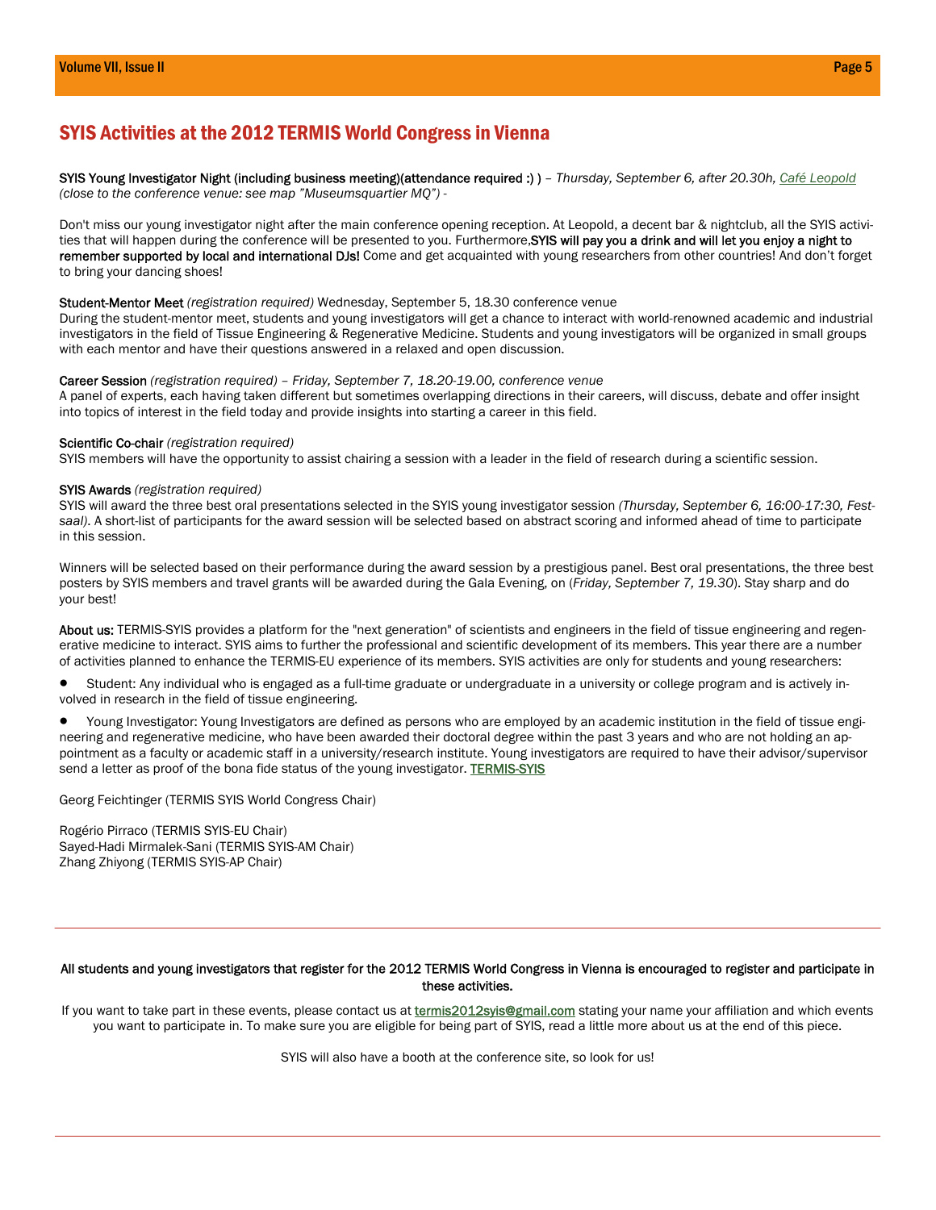# SYIS Activities at the 2012 TERMIS World Congress in Vienna

SYIS Young Investigator Night (including business meeting)(attendance required :) ) – *Thursday, September 6, after 20.30h, [Café Leopold](#) (close to the conference venue: see map "Museumsquartier MQ") -*

Don't miss our young investigator night after the main conference opening reception. At Leopold, a decent bar & nightclub, all the SYIS activities that will happen during the conference will be presented to you. Furthermore,**SYIS will pay you a drink and will let you enjoy a night to remember supported by local and international DJs!** Come and get acquainted with young researchers from other countries! And don't forget to bring your dancing shoes!

Student-Mentor Meet *(registration required)* Wednesday, September 5, 18.30 conference venue
During the student-mentor meet, students and young investigators will get a chance to interact with world-renowned academic and industrial investigators in the field of Tissue Engineering & Regenerative Medicine. Students and young investigators will be organized in small groups with each mentor and have their questions answered in a relaxed and open discussion.

Career Session *(registration required) – Friday, September 7, 18.20-19.00, conference venue*
A panel of experts, each having taken different but sometimes overlapping directions in their careers, will discuss, debate and offer insight into topics of interest in the field today and provide insights into starting a career in this field.

Scientific Co-chair *(registration required)*
SYIS members will have the opportunity to assist chairing a session with a leader in the field of research during a scientific session.

SYIS Awards *(registration required)*
SYIS will award the three best oral presentations selected in the SYIS young investigator session *(Thursday, September 6, 16:00-17:30, Festsaal)*. A short-list of participants for the award session will be selected based on abstract scoring and informed ahead of time to participate in this session.

Winners will be selected based on their performance during the award session by a prestigious panel. Best oral presentations, the three best posters by SYIS members and travel grants will be awarded during the Gala Evening, on (*Friday, September 7, 19.30*). Stay sharp and do your best!

About us: TERMIS-SYIS provides a platform for the "next generation" of scientists and engineers in the field of tissue engineering and regenerative medicine to interact. SYIS aims to further the professional and scientific development of its members. This year there are a number of activities planned to enhance the TERMIS-EU experience of its members. SYIS activities are only for students and young researchers:

- Student: Any individual who is engaged as a full-time graduate or undergraduate in a university or college program and is actively involved in research in the field of tissue engineering.
- Young Investigator: Young Investigators are defined as persons who are employed by an academic institution in the field of tissue engineering and regenerative medicine, who have been awarded their doctoral degree within the past 3 years and who are not holding an appointment as a faculty or academic staff in a university/research institute. Young investigators are required to have their advisor/supervisor send a letter as proof of the bona fide status of the young investigator. [TERMIS-SYIS](#)

Georg Feichtinger (TERMIS SYIS World Congress Chair)

Rogério Pirraco (TERMIS SYIS-EU Chair)
Sayed-Hadi Mirmalek-Sani (TERMIS SYIS-AM Chair)
Zhang Zhiyong (TERMIS SYIS-AP Chair)

---

**All students and young investigators that register for the 2012 TERMIS World Congress in Vienna is encouraged to register and participate in these activities.**

If you want to take part in these events, please contact us at [termis2012syis@gmail.com](mailto:termis2012syis@gmail.com) stating your name your affiliation and which events you want to participate in. To make sure you are eligible for being part of SYIS, read a little more about us at the end of this piece.

SYIS will also have a booth at the conference site, so look for us!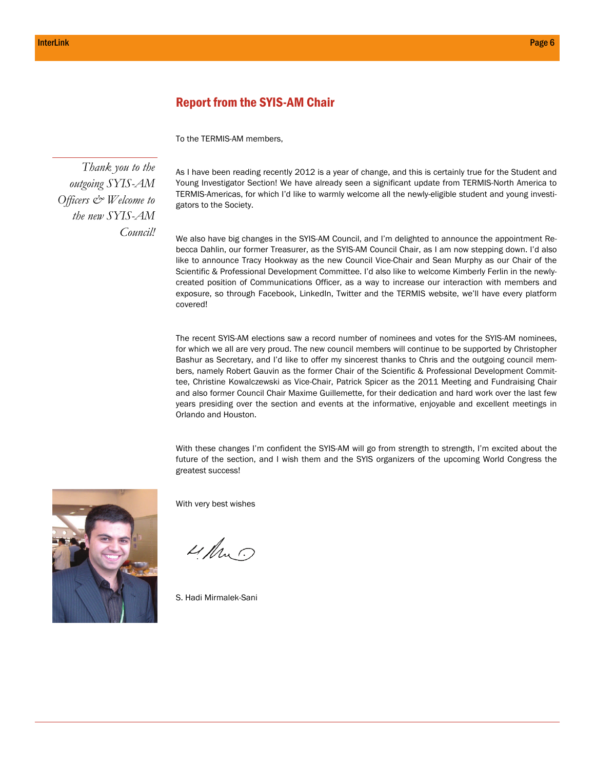## Report from the SYIS-AM Chair

To the TERMIS-AM members,

*Thank you to the outgoing SYIS-AM Officers & Welcome to the new SYIS-AM Council!*

As I have been reading recently 2012 is a year of change, and this is certainly true for the Student and Young Investigator Section! We have already seen a significant update from TERMIS-North America to TERMIS-Americas, for which I'd like to warmly welcome all the newly-eligible student and young investigators to the Society.

We also have big changes in the SYIS-AM Council, and I'm delighted to announce the appointment Rebecca Dahlin, our former Treasurer, as the SYIS-AM Council Chair, as I am now stepping down. I'd also like to announce Tracy Hookway as the new Council Vice-Chair and Sean Murphy as our Chair of the Scientific & Professional Development Committee. I'd also like to welcome Kimberly Ferlin in the newly-created position of Communications Officer, as a way to increase our interaction with members and exposure, so through Facebook, LinkedIn, Twitter and the TERMIS website, we'll have every platform covered!

The recent SYIS-AM elections saw a record number of nominees and votes for the SYIS-AM nominees, for which we all are very proud. The new council members will continue to be supported by Christopher Bashur as Secretary, and I'd like to offer my sincerest thanks to Chris and the outgoing council members, namely Robert Gauvin as the former Chair of the Scientific & Professional Development Committee, Christine Kowalczewski as Vice-Chair, Patrick Spicer as the 2011 Meeting and Fundraising Chair and also former Council Chair Maxime Guillemette, for their dedication and hard work over the last few years presiding over the section and events at the informative, enjoyable and excellent meetings in Orlando and Houston.

With these changes I'm confident the SYIS-AM will go from strength to strength, I'm excited about the future of the section, and I wish them and the SYIS organizers of the upcoming World Congress the greatest success!

With very best wishes

S. Hadi Mirmalek-Sani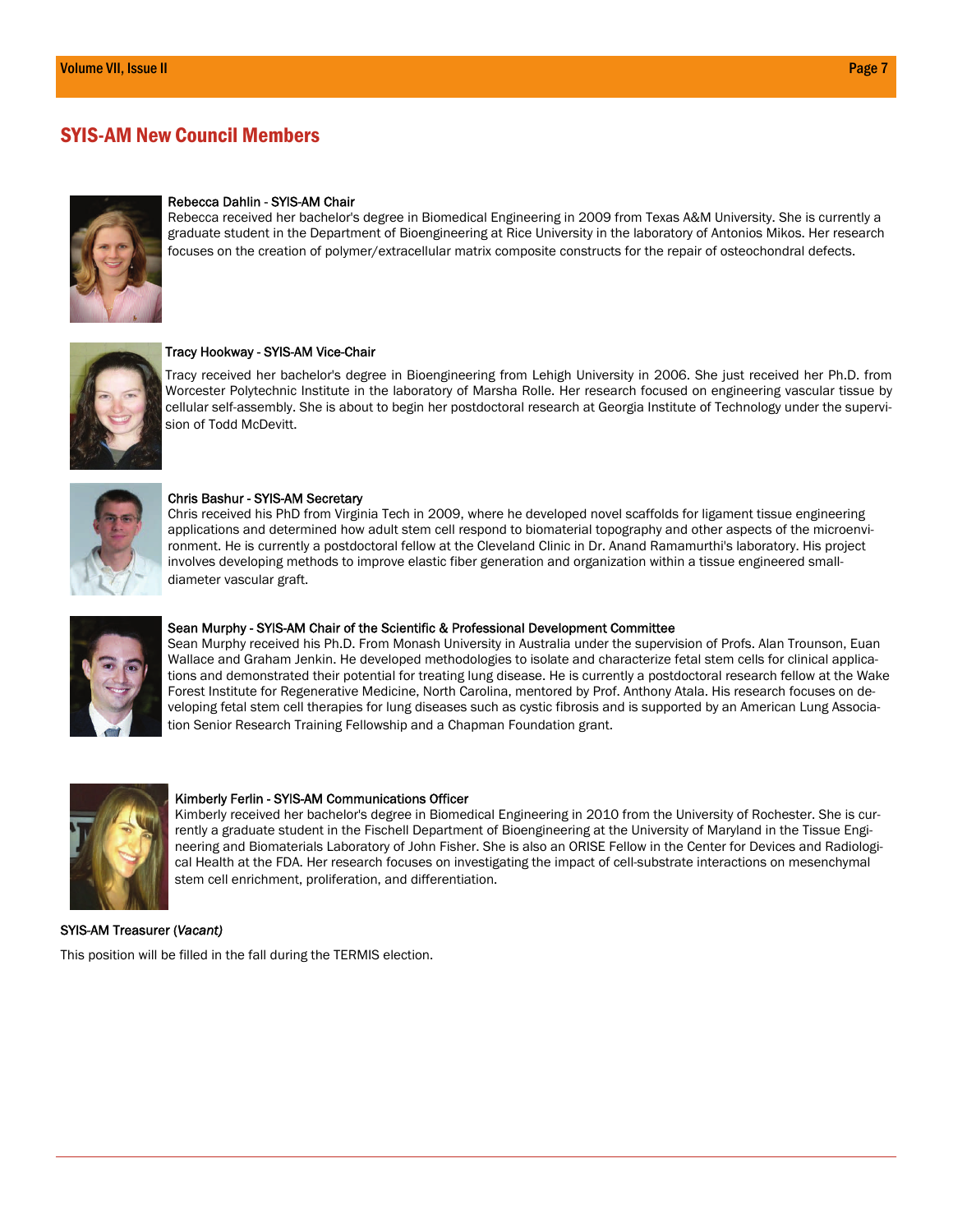## SYIS-AM New Council Members

**Rebecca Dahlin - SYIS-AM Chair**

Rebecca received her bachelor's degree in Biomedical Engineering in 2009 from Texas A&M University. She is currently a graduate student in the Department of Bioengineering at Rice University in the laboratory of Antonios Mikos. Her research focuses on the creation of polymer/extracellular matrix composite constructs for the repair of osteochondral defects.

**Tracy Hookway - SYIS-AM Vice-Chair**

Tracy received her bachelor's degree in Bioengineering from Lehigh University in 2006. She just received her Ph.D. from Worcester Polytechnic Institute in the laboratory of Marsha Rolle. Her research focused on engineering vascular tissue by cellular self-assembly. She is about to begin her postdoctoral research at Georgia Institute of Technology under the supervision of Todd McDevitt.

**Chris Bashur - SYIS-AM Secretary**

Chris received his PhD from Virginia Tech in 2009, where he developed novel scaffolds for ligament tissue engineering applications and determined how adult stem cell respond to biomaterial topography and other aspects of the microenvironment. He is currently a postdoctoral fellow at the Cleveland Clinic in Dr. Anand Ramamurthi's laboratory. His project involves developing methods to improve elastic fiber generation and organization within a tissue engineered small-diameter vascular graft.

**Sean Murphy - SYIS-AM Chair of the Scientific & Professional Development Committee**

Sean Murphy received his Ph.D. From Monash University in Australia under the supervision of Profs. Alan Trounson, Euan Wallace and Graham Jenkin. He developed methodologies to isolate and characterize fetal stem cells for clinical applications and demonstrated their potential for treating lung disease. He is currently a postdoctoral research fellow at the Wake Forest Institute for Regenerative Medicine, North Carolina, mentored by Prof. Anthony Atala. His research focuses on developing fetal stem cell therapies for lung diseases such as cystic fibrosis and is supported by an American Lung Association Senior Research Training Fellowship and a Chapman Foundation grant.

**Kimberly Ferlin - SYIS-AM Communications Officer**

Kimberly received her bachelor's degree in Biomedical Engineering in 2010 from the University of Rochester. She is currently a graduate student in the Fischell Department of Bioengineering at the University of Maryland in the Tissue Engineering and Biomaterials Laboratory of John Fisher. She is also an ORISE Fellow in the Center for Devices and Radiological Health at the FDA. Her research focuses on investigating the impact of cell-substrate interactions on mesenchymal stem cell enrichment, proliferation, and differentiation.

**SYIS-AM Treasurer (*Vacant*)**

This position will be filled in the fall during the TERMIS election.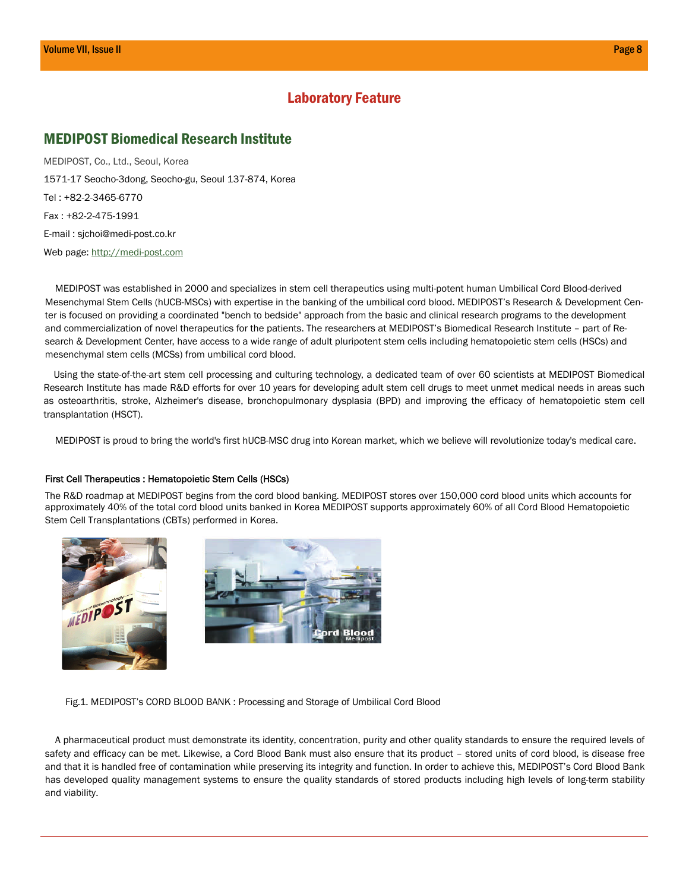## Laboratory Feature

## MEDIPOST Biomedical Research Institute

MEDIPOST, Co., Ltd., Seoul, Korea

1571-17 Seocho-3dong, Seocho-gu, Seoul 137-874, Korea

Tel : +82-2-3465-6770

Fax : +82-2-475-1991

E-mail : sjchoi@medi-post.co.kr

Web page: http://medi-post.com

MEDIPOST was established in 2000 and specializes in stem cell therapeutics using multi-potent human Umbilical Cord Blood-derived Mesenchymal Stem Cells (hUCB-MSCs) with expertise in the banking of the umbilical cord blood. MEDIPOST's Research & Development Center is focused on providing a coordinated "bench to bedside" approach from the basic and clinical research programs to the development and commercialization of novel therapeutics for the patients. The researchers at MEDIPOST's Biomedical Research Institute – part of Research & Development Center, have access to a wide range of adult pluripotent stem cells including hematopoietic stem cells (HSCs) and mesenchymal stem cells (MCSs) from umbilical cord blood.

Using the state-of-the-art stem cell processing and culturing technology, a dedicated team of over 60 scientists at MEDIPOST Biomedical Research Institute has made R&D efforts for over 10 years for developing adult stem cell drugs to meet unmet medical needs in areas such as osteoarthritis, stroke, Alzheimer's disease, bronchopulmonary dysplasia (BPD) and improving the efficacy of hematopoietic stem cell transplantation (HSCT).

MEDIPOST is proud to bring the world's first hUCB-MSC drug into Korean market, which we believe will revolutionize today's medical care.

### First Cell Therapeutics : Hematopoietic Stem Cells (HSCs)

The R&D roadmap at MEDIPOST begins from the cord blood banking. MEDIPOST stores over 150,000 cord blood units which accounts for approximately 40% of the total cord blood units banked in Korea MEDIPOST supports approximately 60% of all Cord Blood Hematopoietic Stem Cell Transplantations (CBTs) performed in Korea.

Fig.1. MEDIPOST's CORD BLOOD BANK : Processing and Storage of Umbilical Cord Blood

A pharmaceutical product must demonstrate its identity, concentration, purity and other quality standards to ensure the required levels of safety and efficacy can be met. Likewise, a Cord Blood Bank must also ensure that its product – stored units of cord blood, is disease free and that it is handled free of contamination while preserving its integrity and function. In order to achieve this, MEDIPOST's Cord Blood Bank has developed quality management systems to ensure the quality standards of stored products including high levels of long-term stability and viability.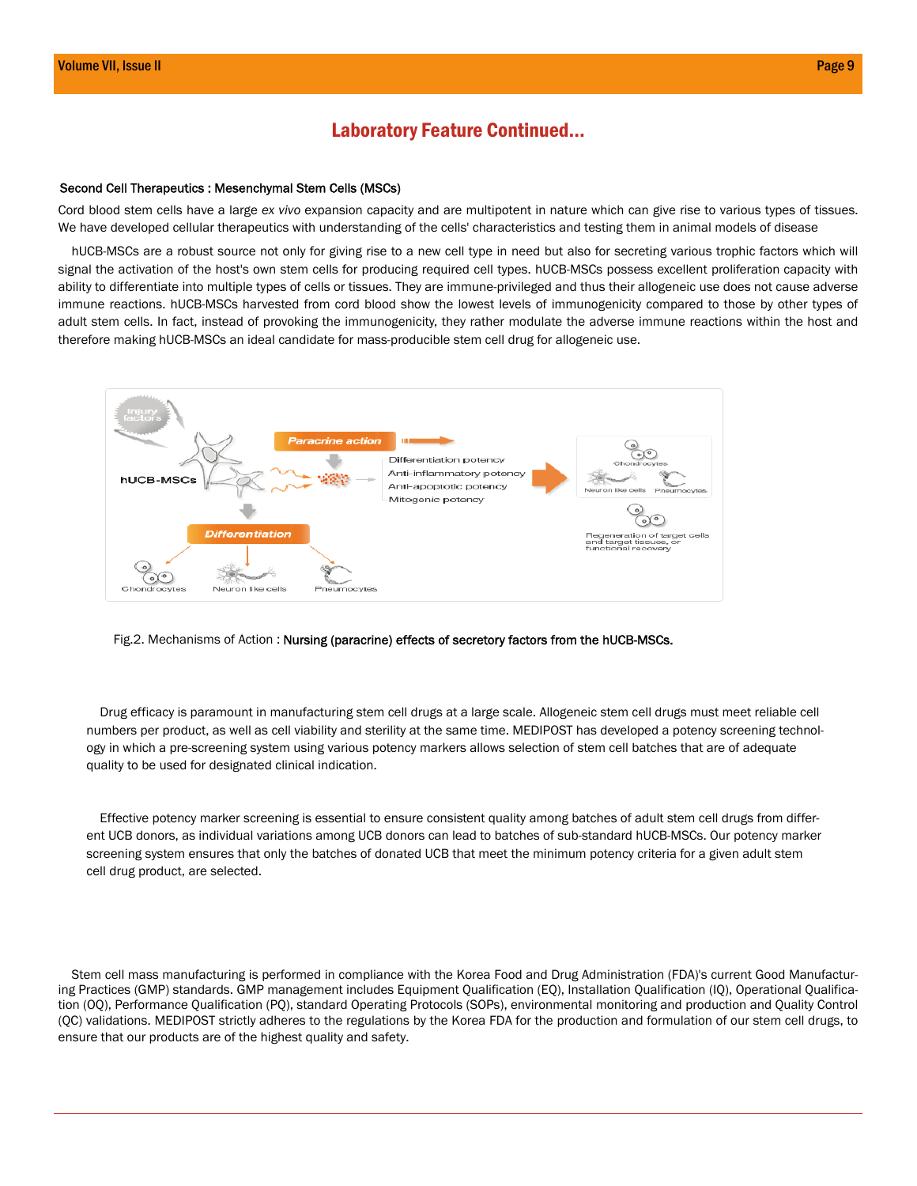## Laboratory Feature Continued...

### Second Cell Therapeutics : Mesenchymal Stem Cells (MSCs)

Cord blood stem cells have a large *ex vivo* expansion capacity and are multipotent in nature which can give rise to various types of tissues. We have developed cellular therapeutics with understanding of the cells' characteristics and testing them in animal models of disease

hUCB-MSCs are a robust source not only for giving rise to a new cell type in need but also for secreting various trophic factors which will signal the activation of the host's own stem cells for producing required cell types. hUCB-MSCs possess excellent proliferation capacity with ability to differentiate into multiple types of cells or tissues. They are immune-privileged and thus their allogeneic use does not cause adverse immune reactions. hUCB-MSCs harvested from cord blood show the lowest levels of immunogenicity compared to those by other types of adult stem cells. In fact, instead of provoking the immunogenicity, they rather modulate the adverse immune reactions within the host and therefore making hUCB-MSCs an ideal candidate for mass-producible stem cell drug for allogeneic use.

Injury factors

hUCB-MSCs

Paracrine action

Differentiation potency
Anti-inflammatory potency
Anti-apoptotic potency
Mitogenic potency

Chondrocytes
Neuron like cells
Pneumocytes

Regeneration of target cells and target tissues, or functional recovery

Differentiation

Chondrocytes
Neuron like cells
Pneumocytes

Fig.2. Mechanisms of Action : **Nursing (paracrine) effects of secretory factors from the hUCB-MSCs.**

Drug efficacy is paramount in manufacturing stem cell drugs at a large scale. Allogeneic stem cell drugs must meet reliable cell numbers per product, as well as cell viability and sterility at the same time. MEDIPOST has developed a potency screening technology in which a pre-screening system using various potency markers allows selection of stem cell batches that are of adequate quality to be used for designated clinical indication.

Effective potency marker screening is essential to ensure consistent quality among batches of adult stem cell drugs from different UCB donors, as individual variations among UCB donors can lead to batches of sub-standard hUCB-MSCs. Our potency marker screening system ensures that only the batches of donated UCB that meet the minimum potency criteria for a given adult stem cell drug product, are selected.

Stem cell mass manufacturing is performed in compliance with the Korea Food and Drug Administration (FDA)'s current Good Manufacturing Practices (GMP) standards. GMP management includes Equipment Qualification (EQ), Installation Qualification (IQ), Operational Qualification (OQ), Performance Qualification (PQ), standard Operating Protocols (SOPs), environmental monitoring and production and Quality Control (QC) validations. MEDIPOST strictly adheres to the regulations by the Korea FDA for the production and formulation of our stem cell drugs, to ensure that our products are of the highest quality and safety.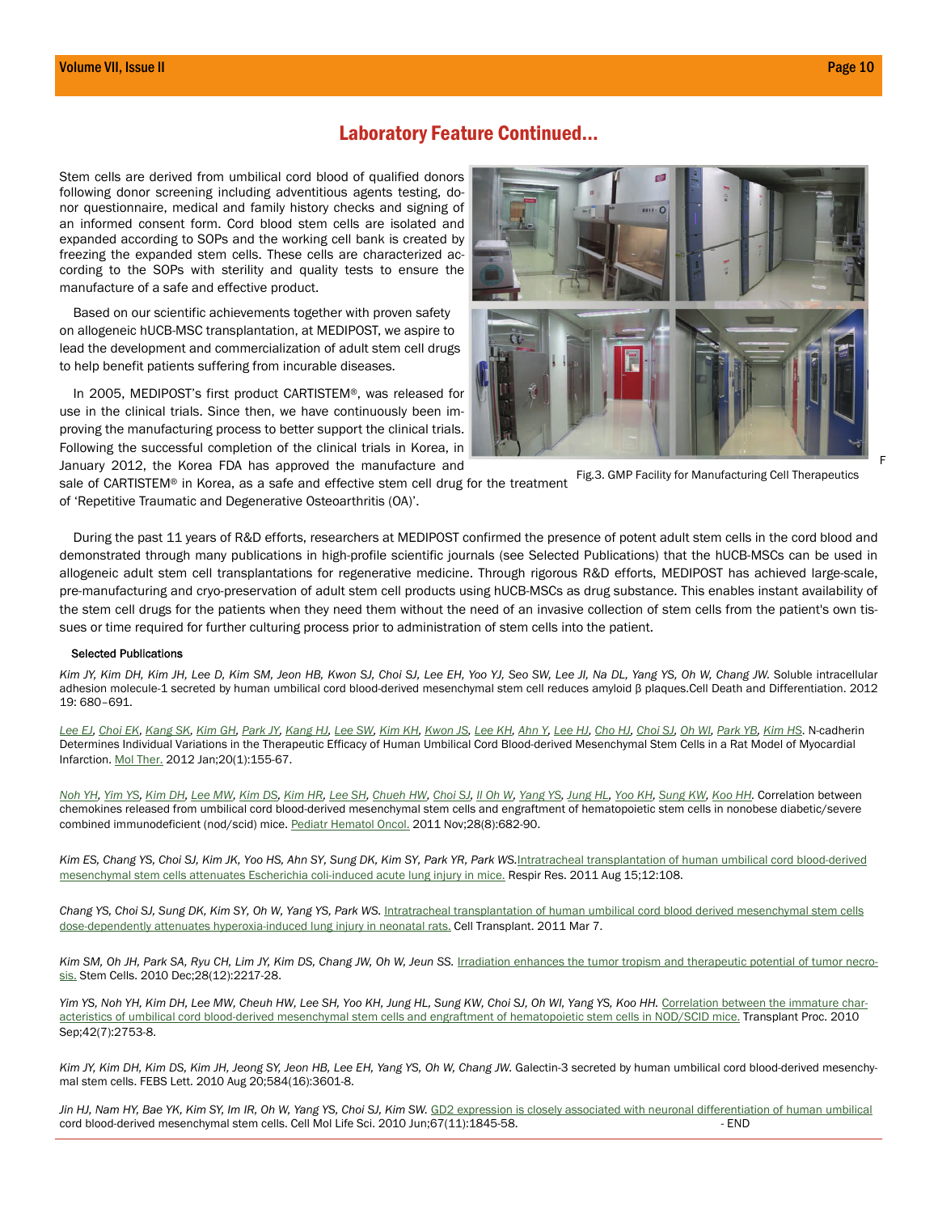## Laboratory Feature Continued...

Stem cells are derived from umbilical cord blood of qualified donors following donor screening including adventitious agents testing, donor questionnaire, medical and family history checks and signing of an informed consent form. Cord blood stem cells are isolated and expanded according to SOPs and the working cell bank is created by freezing the expanded stem cells. These cells are characterized according to the SOPs with sterility and quality tests to ensure the manufacture of a safe and effective product.

Based on our scientific achievements together with proven safety on allogeneic hUCB-MSC transplantation, at MEDIPOST, we aspire to lead the development and commercialization of adult stem cell drugs to help benefit patients suffering from incurable diseases.

In 2005, MEDIPOST's first product CARTISTEM®, was released for use in the clinical trials. Since then, we have continuously been improving the manufacturing process to better support the clinical trials. Following the successful completion of the clinical trials in Korea, in January 2012, the Korea FDA has approved the manufacture and sale of CARTISTEM® in Korea, as a safe and effective stem cell drug for the treatment of 'Repetitive Traumatic and Degenerative Osteoarthritis (OA)'.

Fig.3. GMP Facility for Manufacturing Cell Therapeutics

During the past 11 years of R&D efforts, researchers at MEDIPOST confirmed the presence of potent adult stem cells in the cord blood and demonstrated through many publications in high-profile scientific journals (see Selected Publications) that the hUCB-MSCs can be used in allogeneic adult stem cell transplantations for regenerative medicine. Through rigorous R&D efforts, MEDIPOST has achieved large-scale, pre-manufacturing and cryo-preservation of adult stem cell products using hUCB-MSCs as drug substance. This enables instant availability of the stem cell drugs for the patients when they need them without the need of an invasive collection of stem cells from the patient's own tissues or time required for further culturing process prior to administration of stem cells into the patient.

**Selected Publications**

*Kim JY, Kim DH, Kim JH, Lee D, Kim SM, Jeon HB, Kwon SJ, Choi SJ, Lee EH, Yoo YJ, Seo SW, Lee JI, Na DL, Yang YS, Oh W, Chang JW.* Soluble intracellular adhesion molecule-1 secreted by human umbilical cord blood-derived mesenchymal stem cell reduces amyloid β plaques.Cell Death and Differentiation. 2012 19: 680–691.

*Lee EJ, Choi EK, Kang SK, Kim GH, Park JY, Kang HJ, Lee SW, Kim KH, Kwon JS, Lee KH, Ahn Y, Lee HJ, Cho HJ, Choi SJ, Oh WI, Park YB, Kim HS.* N-cadherin Determines Individual Variations in the Therapeutic Efficacy of Human Umbilical Cord Blood-derived Mesenchymal Stem Cells in a Rat Model of Myocardial Infarction. Mol Ther. 2012 Jan;20(1):155-67.

*Noh YH, Yim YS, Kim DH, Lee MW, Kim DS, Kim HR, Lee SH, Chueh HW, Choi SJ, Il Oh W, Yang YS, Jung HL, Yoo KH, Sung KW, Koo HH.* Correlation between chemokines released from umbilical cord blood-derived mesenchymal stem cells and engraftment of hematopoietic stem cells in nonobese diabetic/severe combined immunodeficient (nod/scid) mice. Pediatr Hematol Oncol. 2011 Nov;28(8):682-90.

*Kim ES, Chang YS, Choi SJ, Kim JK, Yoo HS, Ahn SY, Sung DK, Kim SY, Park YR, Park WS.* Intratracheal transplantation of human umbilical cord blood-derived mesenchymal stem cells attenuates Escherichia coli-induced acute lung injury in mice. Respir Res. 2011 Aug 15;12:108.

*Chang YS, Choi SJ, Sung DK, Kim SY, Oh W, Yang YS, Park WS.* Intratracheal transplantation of human umbilical cord blood derived mesenchymal stem cells dose-dependently attenuates hyperoxia-induced lung injury in neonatal rats. Cell Transplant. 2011 Mar 7.

*Kim SM, Oh JH, Park SA, Ryu CH, Lim JY, Kim DS, Chang JW, Oh W, Jeun SS.* Irradiation enhances the tumor tropism and therapeutic potential of tumor necrosis. Stem Cells. 2010 Dec;28(12):2217-28.

*Yim YS, Noh YH, Kim DH, Lee MW, Cheuh HW, Lee SH, Yoo KH, Jung HL, Sung KW, Choi SJ, Oh WI, Yang YS, Koo HH.* Correlation between the immature characteristics of umbilical cord blood-derived mesenchymal stem cells and engraftment of hematopoietic stem cells in NOD/SCID mice. Transplant Proc. 2010 Sep;42(7):2753-8.

*Kim JY, Kim DH, Kim DS, Kim JH, Jeong SY, Jeon HB, Lee EH, Yang YS, Oh W, Chang JW.* Galectin-3 secreted by human umbilical cord blood-derived mesenchymal stem cells. FEBS Lett. 2010 Aug 20;584(16):3601-8.

*Jin HJ, Nam HY, Bae YK, Kim SY, Im IR, Oh W, Yang YS, Choi SJ, Kim SW.* GD2 expression is closely associated with neuronal differentiation of human umbilical cord blood-derived mesenchymal stem cells. Cell Mol Life Sci. 2010 Jun;67(11):1845-58.

- END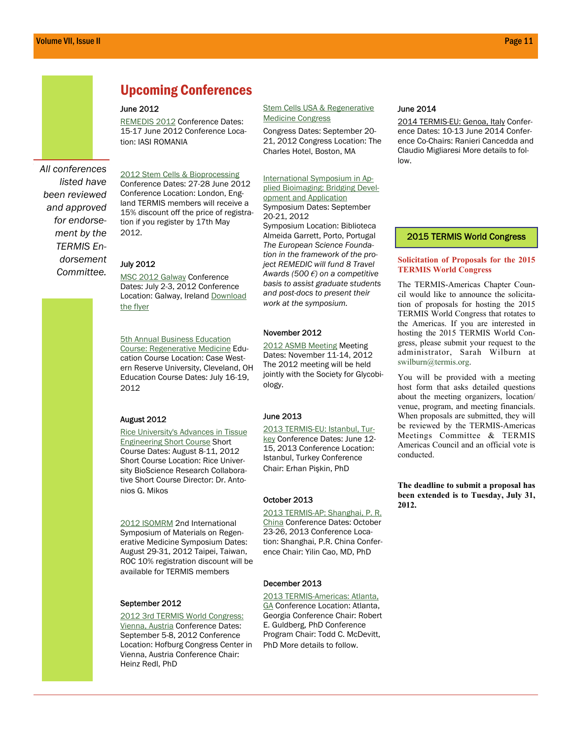## Upcoming Conferences

*All conferences listed have been reviewed and approved for endorsement by the TERMIS Endorsement Committee.*

**June 2012**

REMEDIS 2012 Conference Dates: 15-17 June 2012 Conference Location: IASI ROMANIA

2012 Stem Cells & Bioprocessing Conference Dates: 27-28 June 2012 Conference Location: London, England TERMIS members will receive a 15% discount off the price of registration if you register by 17th May 2012.

**July 2012**

MSC 2012 Galway Conference Dates: July 2-3, 2012 Conference Location: Galway, Ireland Download the flyer

5th Annual Business Education Course: Regenerative Medicine Education Course Location: Case Western Reserve University, Cleveland, OH Education Course Dates: July 16-19, 2012

**August 2012**

Rice University's Advances in Tissue Engineering Short Course Short Course Dates: August 8-11, 2012 Short Course Location: Rice University BioScience Research Collaborative Short Course Director: Dr. Antonios G. Mikos

2012 ISOMRM 2nd International Symposium of Materials on Regenerative Medicine Symposium Dates: August 29-31, 2012 Taipei, Taiwan, ROC 10% registration discount will be available for TERMIS members

**September 2012**

2012 3rd TERMIS World Congress: Vienna, Austria Conference Dates: September 5-8, 2012 Conference Location: Hofburg Congress Center in Vienna, Austria Conference Chair: Heinz Redl, PhD

Stem Cells USA & Regenerative Medicine Congress

Congress Dates: September 20-21, 2012 Congress Location: The Charles Hotel, Boston, MA

International Symposium in Applied Bioimaging: Bridging Development and Application
Symposium Dates: September 20-21, 2012
Symposium Location: Biblioteca Almeida Garrett, Porto, Portugal
*The European Science Foundation in the framework of the project REMEDIC will fund 8 Travel Awards (500 €) on a competitive basis to assist graduate students and post-docs to present their work at the symposium.*

**November 2012**

2012 ASMB Meeting Meeting Dates: November 11-14, 2012 The 2012 meeting will be held jointly with the Society for Glycobiology.

**June 2013**

2013 TERMIS-EU: Istanbul, Turkey Conference Dates: June 12-15, 2013 Conference Location: Istanbul, Turkey Conference Chair: Erhan Pişkin, PhD

**October 2013**

2013 TERMIS-AP: Shanghai, P. R. China Conference Dates: October 23-26, 2013 Conference Location: Shanghai, P.R. China Conference Chair: Yilin Cao, MD, PhD

**December 2013**

2013 TERMIS-Americas: Atlanta, GA Conference Location: Atlanta, Georgia Conference Chair: Robert E. Guldberg, PhD Conference Program Chair: Todd C. McDevitt, PhD More details to follow.

**June 2014**

2014 TERMIS-EU: Genoa, Italy Conference Dates: 10-13 June 2014 Conference Co-Chairs: Ranieri Cancedda and Claudio Migliaresi More details to follow.

### 2015 TERMIS World Congress

**Solicitation of Proposals for the 2015 TERMIS World Congress**

The TERMIS-Americas Chapter Council would like to announce the solicitation of proposals for hosting the 2015 TERMIS World Congress that rotates to the Americas. If you are interested in hosting the 2015 TERMIS World Congress, please submit your request to the administrator, Sarah Wilburn at swilburn@termis.org.

You will be provided with a meeting host form that asks detailed questions about the meeting organizers, location/venue, program, and meeting financials. When proposals are submitted, they will be reviewed by the TERMIS-Americas Meetings Committee & TERMIS Americas Council and an official vote is conducted.

**The deadline to submit a proposal has been extended is to Tuesday, July 31, 2012.**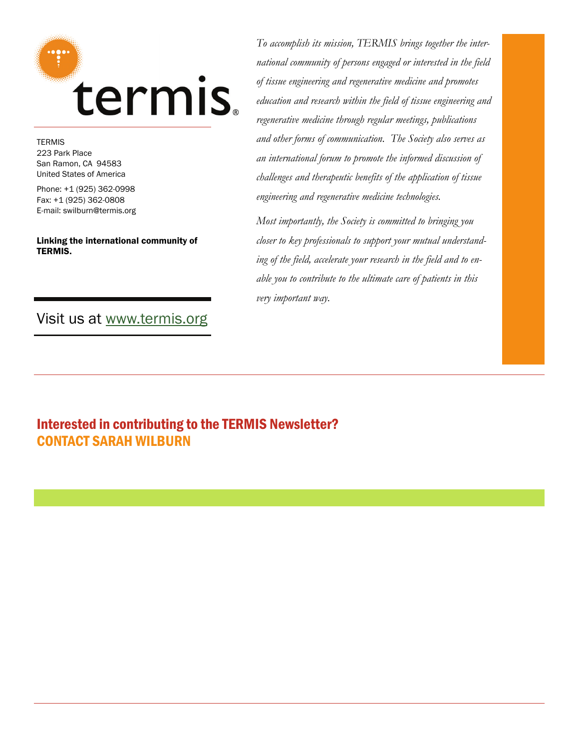termis

TERMIS
223 Park Place
San Ramon, CA 94583
United States of America

Phone: +1 (925) 362-0998
Fax: +1 (925) 362-0808
E-mail: swilburn@termis.org

**Linking the international community of TERMIS.**

Visit us at [www.termis.org](http://www.termis.org)

*To accomplish its mission, TERMIS brings together the international community of persons engaged or interested in the field of tissue engineering and regenerative medicine and promotes education and research within the field of tissue engineering and regenerative medicine through regular meetings, publications and other forms of communication. The Society also serves as an international forum to promote the informed discussion of challenges and therapeutic benefits of the application of tissue engineering and regenerative medicine technologies.*

*Most importantly, the Society is committed to bringing you closer to key professionals to support your mutual understanding of the field, accelerate your research in the field and to enable you to contribute to the ultimate care of patients in this very important way.*

## Interested in contributing to the TERMIS Newsletter?
## CONTACT SARAH WILBURN